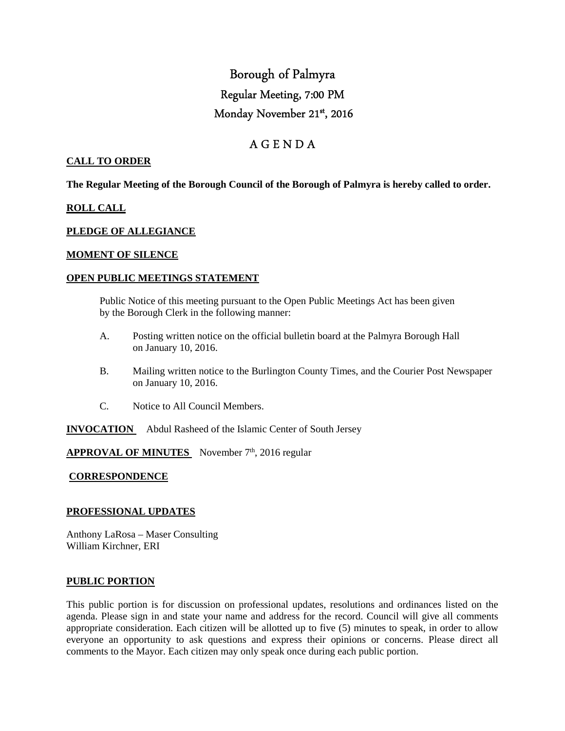# Borough of Palmyra

## Regular Meeting, 7:00 PM

## Monday November 21st, 2016

## A G E N D A

**CALL TO ORDER**

**The Regular Meeting of the Borough Council of the Borough of Palmyra is hereby called to order.**

**ROLL CALL**

**PLEDGE OF ALLEGIANCE**

**MOMENT OF SILENCE**

**OPEN PUBLIC MEETINGS STATEMENT**

Public Notice of this meeting pursuant to the Open Public Meetings Act has been given by the Borough Clerk in the following manner:

A. Posting written notice on the official bulletin board at the Palmyra Borough Hall on January 10, 2016.

B. Mailing written notice to the Burlington County Times, and the Courier Post Newspaper on January 10, 2016.

C. Notice to All Council Members.

**INVOCATION** Abdul Rasheed of the Islamic Center of South Jersey

**APPROVAL OF MINUTES** November 7th, 2016 regular

**CORRESPONDENCE**

**PROFESSIONAL UPDATES**

Anthony LaRosa – Maser Consulting
William Kirchner, ERI

**PUBLIC PORTION**

This public portion is for discussion on professional updates, resolutions and ordinances listed on the agenda. Please sign in and state your name and address for the record. Council will give all comments appropriate consideration. Each citizen will be allotted up to five (5) minutes to speak, in order to allow everyone an opportunity to ask questions and express their opinions or concerns. Please direct all comments to the Mayor. Each citizen may only speak once during each public portion.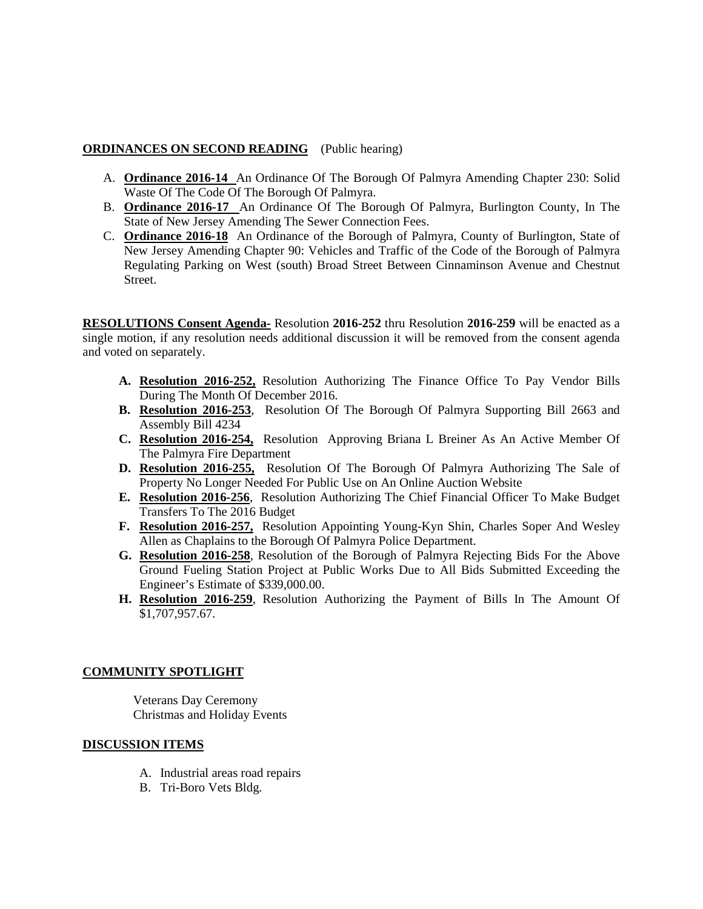## ORDINANCES ON SECOND READING (Public hearing)

A. **Ordinance 2016-14** An Ordinance Of The Borough Of Palmyra Amending Chapter 230: Solid Waste Of The Code Of The Borough Of Palmyra.
B. **Ordinance 2016-17** An Ordinance Of The Borough Of Palmyra, Burlington County, In The State of New Jersey Amending The Sewer Connection Fees.
C. **Ordinance 2016-18** An Ordinance of the Borough of Palmyra, County of Burlington, State of New Jersey Amending Chapter 90: Vehicles and Traffic of the Code of the Borough of Palmyra Regulating Parking on West (south) Broad Street Between Cinnaminson Avenue and Chestnut Street.

**RESOLUTIONS Consent Agenda-** Resolution **2016-252** thru Resolution **2016-259** will be enacted as a single motion, if any resolution needs additional discussion it will be removed from the consent agenda and voted on separately.

**A. Resolution 2016-252,** Resolution Authorizing The Finance Office To Pay Vendor Bills During The Month Of December 2016.
**B. Resolution 2016-253**, Resolution Of The Borough Of Palmyra Supporting Bill 2663 and Assembly Bill 4234
**C. Resolution 2016-254,** Resolution Approving Briana L Breiner As An Active Member Of The Palmyra Fire Department
**D. Resolution 2016-255,** Resolution Of The Borough Of Palmyra Authorizing The Sale of Property No Longer Needed For Public Use on An Online Auction Website
**E. Resolution 2016-256**, Resolution Authorizing The Chief Financial Officer To Make Budget Transfers To The 2016 Budget
**F. Resolution 2016-257,** Resolution Appointing Young-Kyn Shin, Charles Soper And Wesley Allen as Chaplains to the Borough Of Palmyra Police Department.
**G. Resolution 2016-258**, Resolution of the Borough of Palmyra Rejecting Bids For the Above Ground Fueling Station Project at Public Works Due to All Bids Submitted Exceeding the Engineer's Estimate of $339,000.00.
**H. Resolution 2016-259**, Resolution Authorizing the Payment of Bills In The Amount Of $1,707,957.67.

## COMMUNITY SPOTLIGHT

Veterans Day Ceremony
Christmas and Holiday Events

## DISCUSSION ITEMS

A. Industrial areas road repairs
B. Tri-Boro Vets Bldg.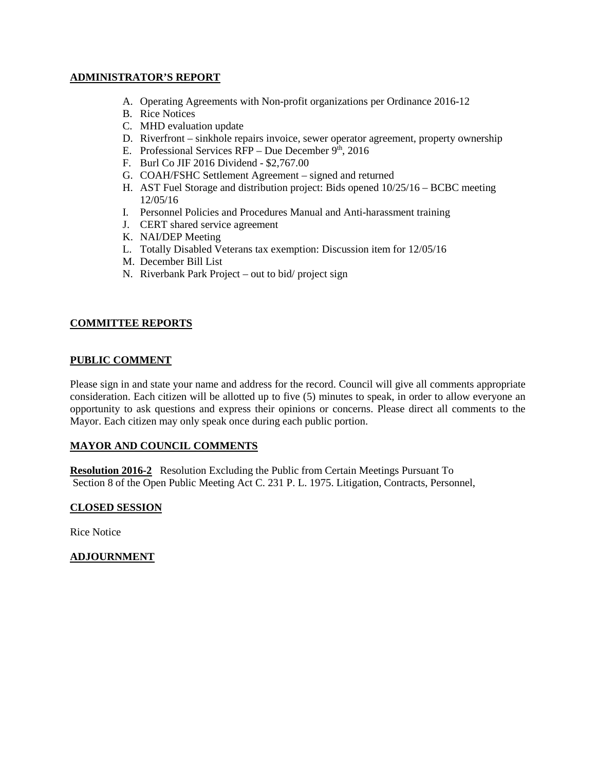**ADMINISTRATOR'S REPORT**

A. Operating Agreements with Non-profit organizations per Ordinance 2016-12
B. Rice Notices
C. MHD evaluation update
D. Riverfront – sinkhole repairs invoice, sewer operator agreement, property ownership
E. Professional Services RFP – Due December 9th, 2016
F. Burl Co JIF 2016 Dividend - $2,767.00
G. COAH/FSHC Settlement Agreement – signed and returned
H. AST Fuel Storage and distribution project: Bids opened 10/25/16 – BCBC meeting 12/05/16
I. Personnel Policies and Procedures Manual and Anti-harassment training
J. CERT shared service agreement
K. NAI/DEP Meeting
L. Totally Disabled Veterans tax exemption: Discussion item for 12/05/16
M. December Bill List
N. Riverbank Park Project – out to bid/ project sign

**COMMITTEE REPORTS**

**PUBLIC COMMENT**

Please sign in and state your name and address for the record. Council will give all comments appropriate consideration. Each citizen will be allotted up to five (5) minutes to speak, in order to allow everyone an opportunity to ask questions and express their opinions or concerns. Please direct all comments to the Mayor. Each citizen may only speak once during each public portion.

**MAYOR AND COUNCIL COMMENTS**

**Resolution 2016-2** Resolution Excluding the Public from Certain Meetings Pursuant To Section 8 of the Open Public Meeting Act C. 231 P. L. 1975. Litigation, Contracts, Personnel,

**CLOSED SESSION**

Rice Notice

**ADJOURNMENT**